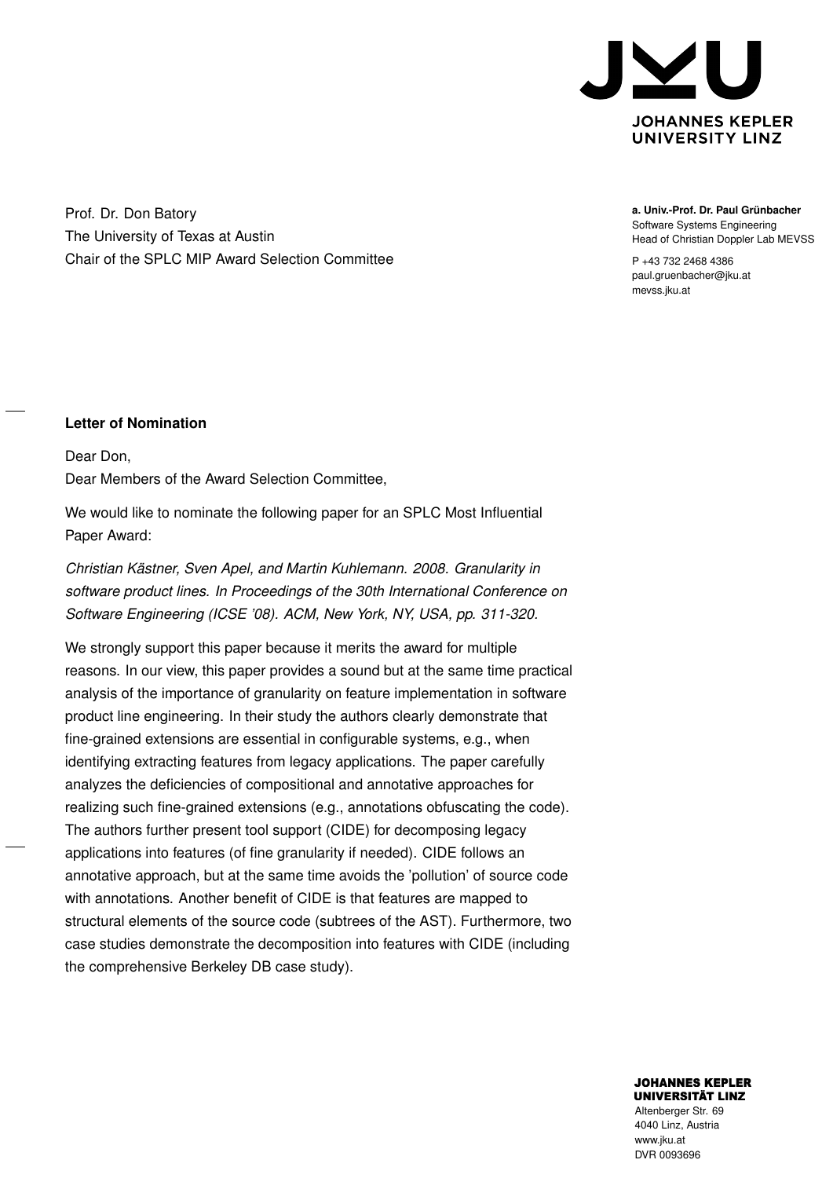**JOHANNES KEPLER UNIVERSITY LINZ**

Prof. Dr. Don Batory
The University of Texas at Austin
Chair of the SPLC MIP Award Selection Committee

**a. Univ.-Prof. Dr. Paul Grünbacher**
Software Systems Engineering
Head of Christian Doppler Lab MEVSS

P +43 732 2468 4386
paul.gruenbacher@jku.at
mevss.jku.at

**Letter of Nomination**

Dear Don,
Dear Members of the Award Selection Committee,

We would like to nominate the following paper for an SPLC Most Influential Paper Award:

*Christian Kästner, Sven Apel, and Martin Kuhlemann. 2008. Granularity in software product lines. In Proceedings of the 30th International Conference on Software Engineering (ICSE '08). ACM, New York, NY, USA, pp. 311-320.*

We strongly support this paper because it merits the award for multiple reasons. In our view, this paper provides a sound but at the same time practical analysis of the importance of granularity on feature implementation in software product line engineering. In their study the authors clearly demonstrate that fine-grained extensions are essential in configurable systems, e.g., when identifying extracting features from legacy applications. The paper carefully analyzes the deficiencies of compositional and annotative approaches for realizing such fine-grained extensions (e.g., annotations obfuscating the code). The authors further present tool support (CIDE) for decomposing legacy applications into features (of fine granularity if needed). CIDE follows an annotative approach, but at the same time avoids the 'pollution' of source code with annotations. Another benefit of CIDE is that features are mapped to structural elements of the source code (subtrees of the AST). Furthermore, two case studies demonstrate the decomposition into features with CIDE (including the comprehensive Berkeley DB case study).

**JOHANNES KEPLER UNIVERSITÄT LINZ**
Altenberger Str. 69
4040 Linz, Austria
www.jku.at
DVR 0093696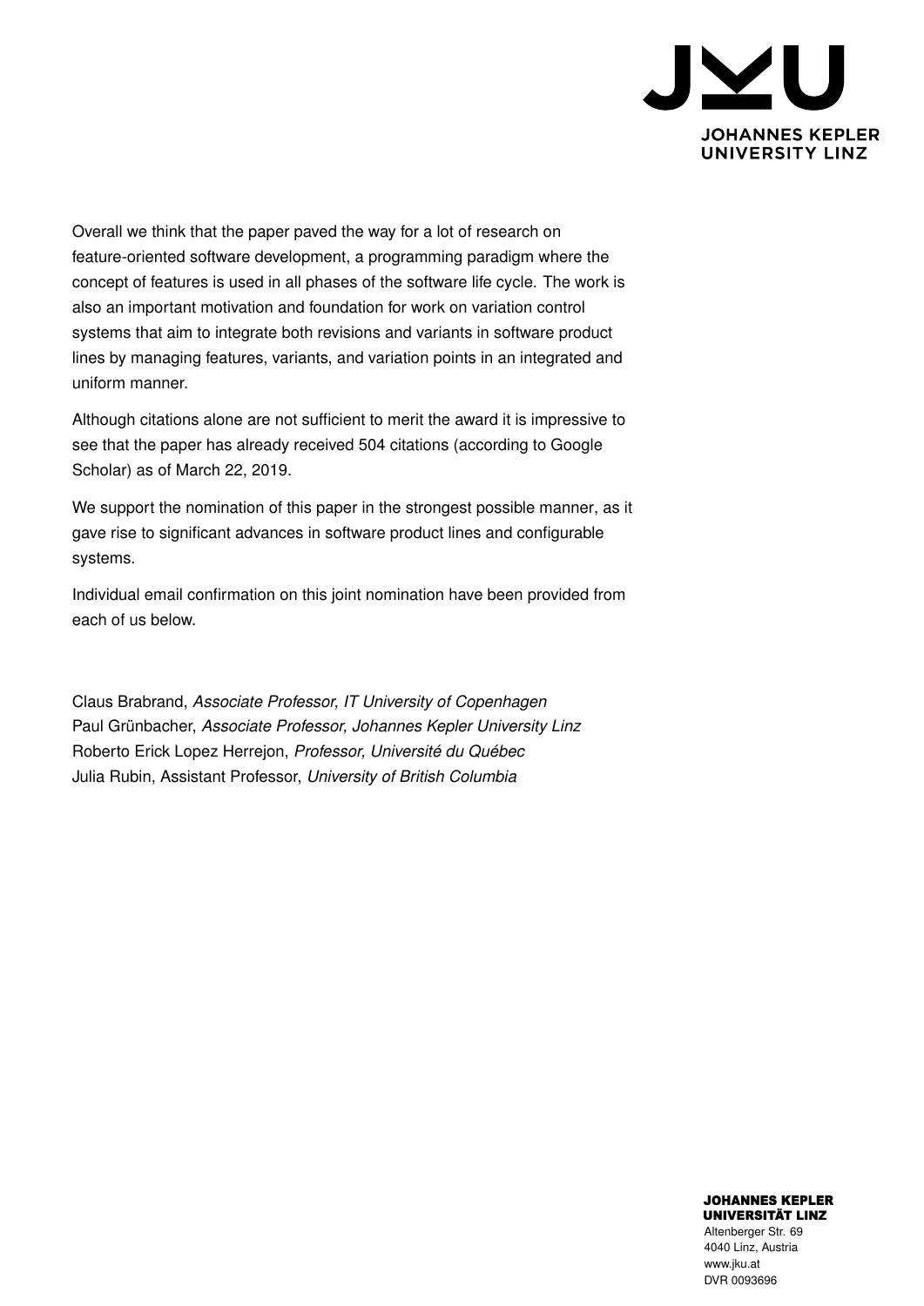Overall we think that the paper paved the way for a lot of research on feature-oriented software development, a programming paradigm where the concept of features is used in all phases of the software life cycle. The work is also an important motivation and foundation for work on variation control systems that aim to integrate both revisions and variants in software product lines by managing features, variants, and variation points in an integrated and uniform manner.

Although citations alone are not sufficient to merit the award it is impressive to see that the paper has already received 504 citations (according to Google Scholar) as of March 22, 2019.

We support the nomination of this paper in the strongest possible manner, as it gave rise to significant advances in software product lines and configurable systems.

Individual email confirmation on this joint nomination have been provided from each of us below.

Claus Brabrand, *Associate Professor, IT University of Copenhagen*
Paul Grünbacher, *Associate Professor, Johannes Kepler University Linz*
Roberto Erick Lopez Herrejon, *Professor, Université du Québec*
Julia Rubin, Assistant Professor, *University of British Columbia*